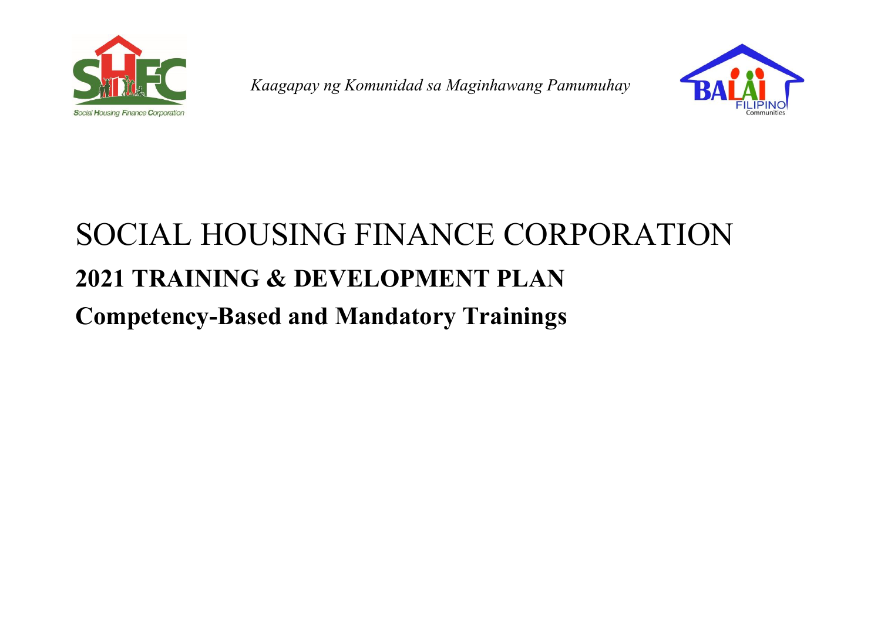*Kaagapay ng Komunidad sa Maginhawang Pamumuhay*

# SOCIAL HOUSING FINANCE CORPORATION

## 2021 TRAINING & DEVELOPMENT PLAN

## Competency-Based and Mandatory Trainings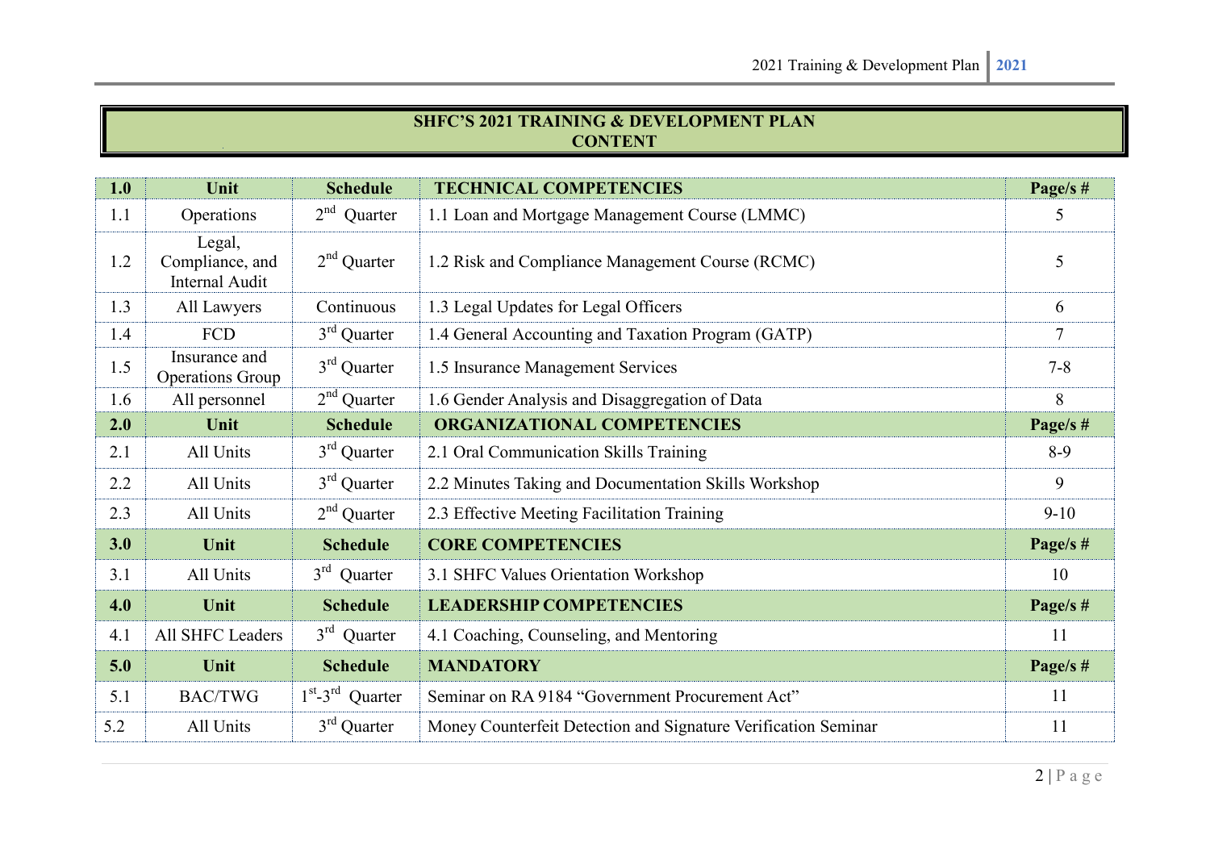# SHFC'S 2021 TRAINING & DEVELOPMENT PLAN
## CONTENT

| 1.0 | Unit | Schedule | TECHNICAL COMPETENCIES | Page/s # |
|---|---|---|---|---|
| 1.1 | Operations | 2nd Quarter | 1.1 Loan and Mortgage Management Course (LMMC) | 5 |
| 1.2 | Legal, Compliance, and Internal Audit | 2nd Quarter | 1.2 Risk and Compliance Management Course (RCMC) | 5 |
| 1.3 | All Lawyers | Continuous | 1.3 Legal Updates for Legal Officers | 6 |
| 1.4 | FCD | 3rd Quarter | 1.4 General Accounting and Taxation Program (GATP) | 7 |
| 1.5 | Insurance and Operations Group | 3rd Quarter | 1.5 Insurance Management Services | 7-8 |
| 1.6 | All personnel | 2nd Quarter | 1.6 Gender Analysis and Disaggregation of Data | 8 |
| **2.0** | **Unit** | **Schedule** | **ORGANIZATIONAL COMPETENCIES** | **Page/s #** |
| 2.1 | All Units | 3rd Quarter | 2.1 Oral Communication Skills Training | 8-9 |
| 2.2 | All Units | 3rd Quarter | 2.2 Minutes Taking and Documentation Skills Workshop | 9 |
| 2.3 | All Units | 2nd Quarter | 2.3 Effective Meeting Facilitation Training | 9-10 |
| **3.0** | **Unit** | **Schedule** | **CORE COMPETENCIES** | **Page/s #** |
| 3.1 | All Units | 3rd Quarter | 3.1 SHFC Values Orientation Workshop | 10 |
| **4.0** | **Unit** | **Schedule** | **LEADERSHIP COMPETENCIES** | **Page/s #** |
| 4.1 | All SHFC Leaders | 3rd Quarter | 4.1 Coaching, Counseling, and Mentoring | 11 |
| **5.0** | **Unit** | **Schedule** | **MANDATORY** | **Page/s #** |
| 5.1 | BAC/TWG | 1st-3rd Quarter | Seminar on RA 9184 "Government Procurement Act" | 11 |
| 5.2 | All Units | 3rd Quarter | Money Counterfeit Detection and Signature Verification Seminar | 11 |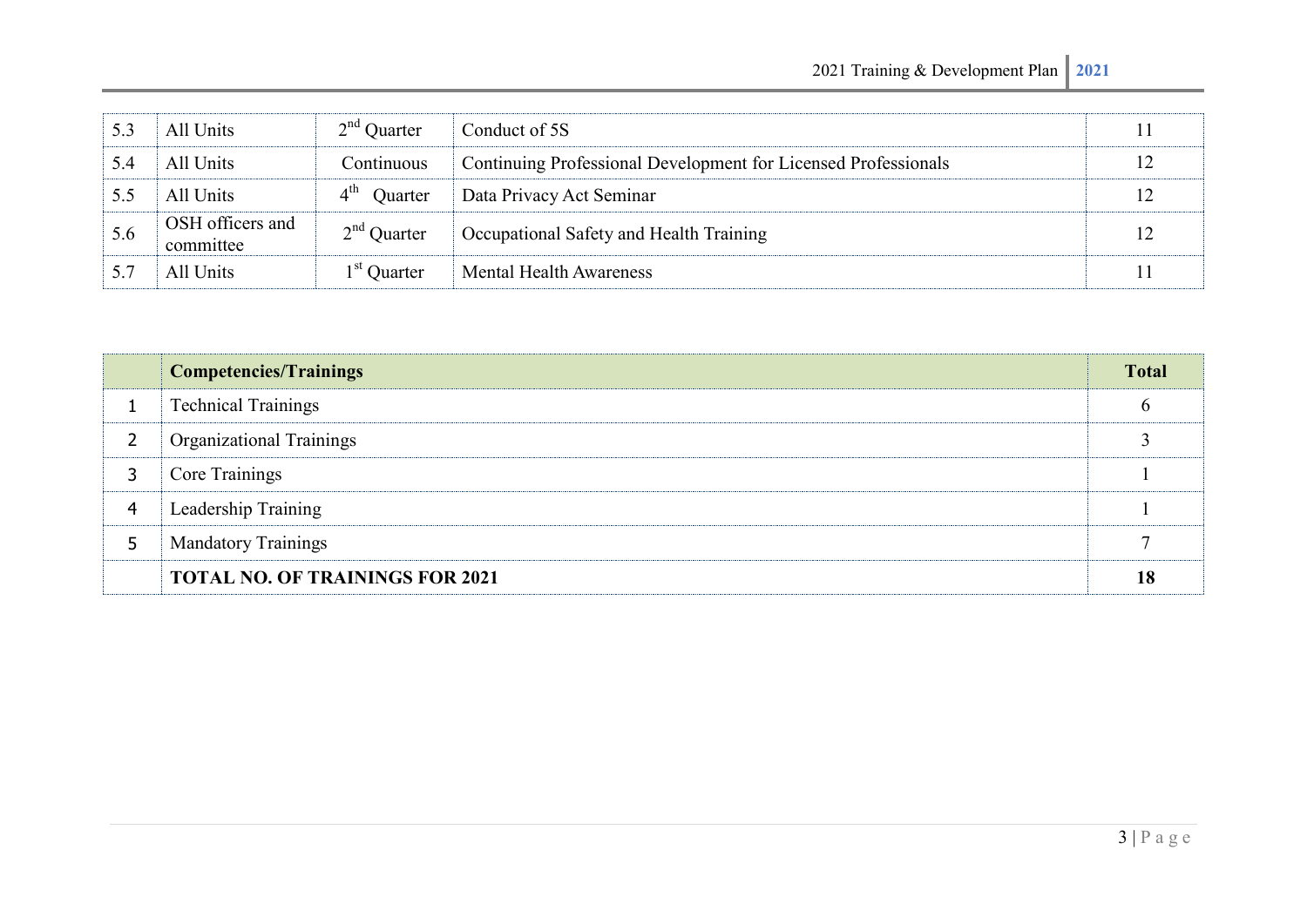| 5.3 | All Units | 2nd Quarter | Conduct of 5S | 11 |
|---|---|---|---|---|
| 5.4 | All Units | Continuous | Continuing Professional Development for Licensed Professionals | 12 |
| 5.5 | All Units | 4th Quarter | Data Privacy Act Seminar | 12 |
| 5.6 | OSH officers and committee | 2nd Quarter | Occupational Safety and Health Training | 12 |
| 5.7 | All Units | 1st Quarter | Mental Health Awareness | 11 |

| | **Competencies/Trainings** | **Total** |
|---|---|---|
| 1 | Technical Trainings | 6 |
| 2 | Organizational Trainings | 3 |
| 3 | Core Trainings | 1 |
| 4 | Leadership Training | 1 |
| 5 | Mandatory Trainings | 7 |
| | **TOTAL NO. OF TRAININGS FOR 2021** | **18** |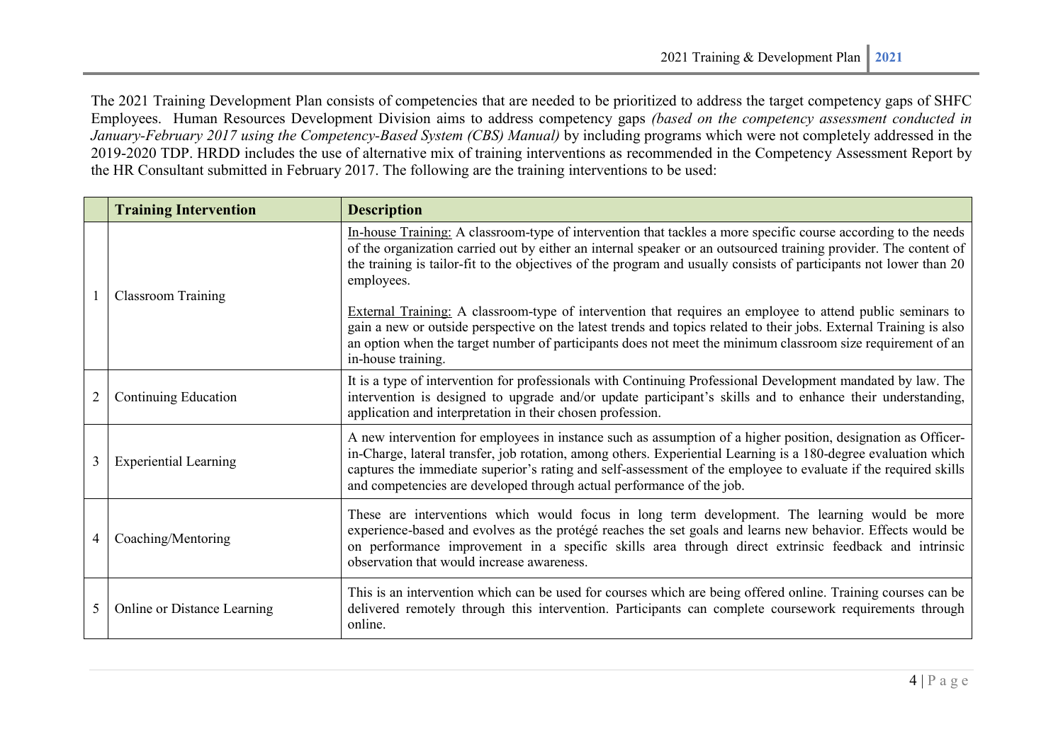The 2021 Training Development Plan consists of competencies that are needed to be prioritized to address the target competency gaps of SHFC Employees. Human Resources Development Division aims to address competency gaps *(based on the competency assessment conducted in January-February 2017 using the Competency-Based System (CBS) Manual)* by including programs which were not completely addressed in the 2019-2020 TDP. HRDD includes the use of alternative mix of training interventions as recommended in the Competency Assessment Report by the HR Consultant submitted in February 2017. The following are the training interventions to be used:

| | **Training Intervention** | **Description** |
|---|---|---|
| 1 | Classroom Training | In-house Training: A classroom-type of intervention that tackles a more specific course according to the needs of the organization carried out by either an internal speaker or an outsourced training provider. The content of the training is tailor-fit to the objectives of the program and usually consists of participants not lower than 20 employees.<br><br>External Training: A classroom-type of intervention that requires an employee to attend public seminars to gain a new or outside perspective on the latest trends and topics related to their jobs. External Training is also an option when the target number of participants does not meet the minimum classroom size requirement of an in-house training. |
| 2 | Continuing Education | It is a type of intervention for professionals with Continuing Professional Development mandated by law. The intervention is designed to upgrade and/or update participant's skills and to enhance their understanding, application and interpretation in their chosen profession. |
| 3 | Experiential Learning | A new intervention for employees in instance such as assumption of a higher position, designation as Officer-in-Charge, lateral transfer, job rotation, among others. Experiential Learning is a 180-degree evaluation which captures the immediate superior's rating and self-assessment of the employee to evaluate if the required skills and competencies are developed through actual performance of the job. |
| 4 | Coaching/Mentoring | These are interventions which would focus in long term development. The learning would be more experience-based and evolves as the protégé reaches the set goals and learns new behavior. Effects would be on performance improvement in a specific skills area through direct extrinsic feedback and intrinsic observation that would increase awareness. |
| 5 | Online or Distance Learning | This is an intervention which can be used for courses which are being offered online. Training courses can be delivered remotely through this intervention. Participants can complete coursework requirements through online. |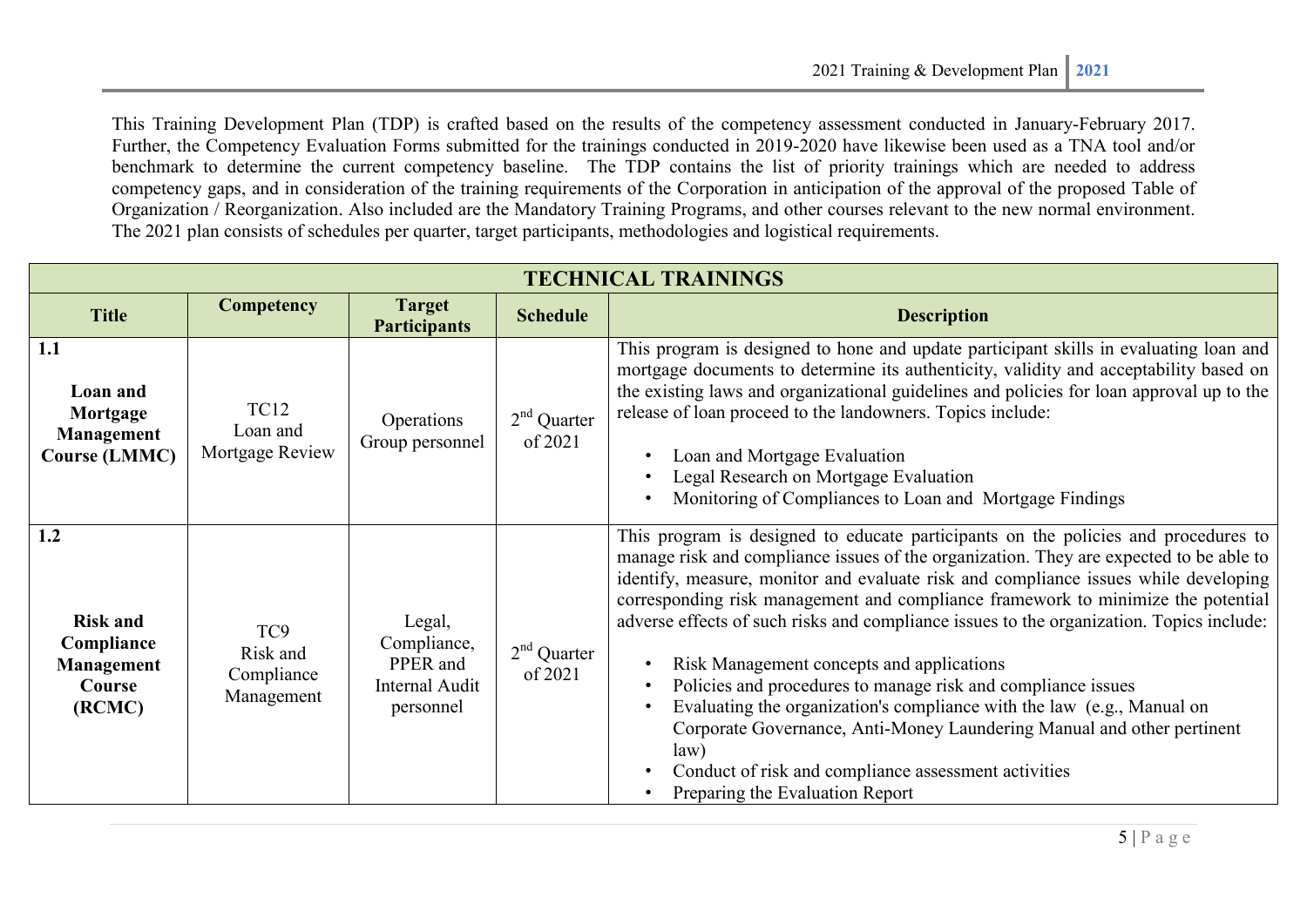This Training Development Plan (TDP) is crafted based on the results of the competency assessment conducted in January-February 2017. Further, the Competency Evaluation Forms submitted for the trainings conducted in 2019-2020 have likewise been used as a TNA tool and/or benchmark to determine the current competency baseline. The TDP contains the list of priority trainings which are needed to address competency gaps, and in consideration of the training requirements of the Corporation in anticipation of the approval of the proposed Table of Organization / Reorganization. Also included are the Mandatory Training Programs, and other courses relevant to the new normal environment. The 2021 plan consists of schedules per quarter, target participants, methodologies and logistical requirements.

| **TECHNICAL TRAININGS** | | | | |
|---|---|---|---|---|
| **Title** | **Competency** | **Target Participants** | **Schedule** | **Description** |
| **1.1** **Loan and Mortgage Management Course (LMMC)** | TC12 Loan and Mortgage Review | Operations Group personnel | 2nd Quarter of 2021 | This program is designed to hone and update participant skills in evaluating loan and mortgage documents to determine its authenticity, validity and acceptability based on the existing laws and organizational guidelines and policies for loan approval up to the release of loan proceed to the landowners. Topics include: <br>• Loan and Mortgage Evaluation <br>• Legal Research on Mortgage Evaluation <br>• Monitoring of Compliances to Loan and Mortgage Findings |
| **1.2** **Risk and Compliance Management Course (RCMC)** | TC9 Risk and Compliance Management | Legal, Compliance, PPER and Internal Audit personnel | 2nd Quarter of 2021 | This program is designed to educate participants on the policies and procedures to manage risk and compliance issues of the organization. They are expected to be able to identify, measure, monitor and evaluate risk and compliance issues while developing corresponding risk management and compliance framework to minimize the potential adverse effects of such risks and compliance issues to the organization. Topics include: <br>• Risk Management concepts and applications <br>• Policies and procedures to manage risk and compliance issues <br>• Evaluating the organization's compliance with the law (e.g., Manual on Corporate Governance, Anti-Money Laundering Manual and other pertinent law) <br>• Conduct of risk and compliance assessment activities <br>• Preparing the Evaluation Report |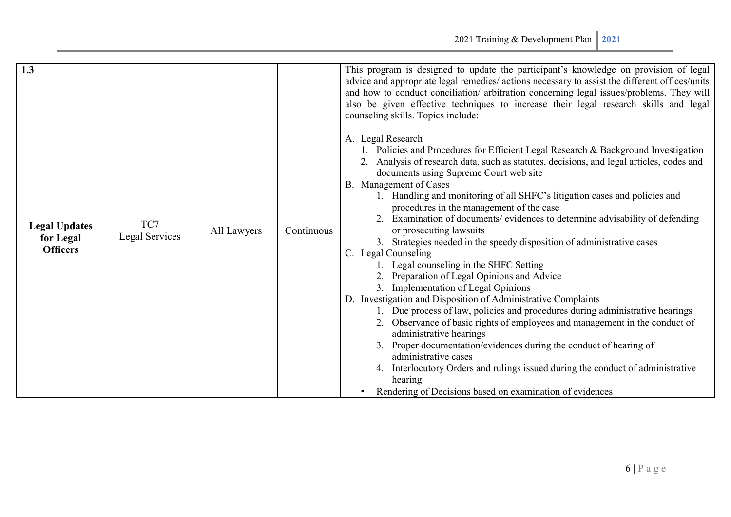| 1.3 | | | | |
|---|---|---|---|---|
| **Legal Updates for Legal Officers** | TC7 Legal Services | All Lawyers | Continuous | This program is designed to update the participant's knowledge on provision of legal advice and appropriate legal remedies/ actions necessary to assist the different offices/units and how to conduct conciliation/ arbitration concerning legal issues/problems. They will also be given effective techniques to increase their legal research skills and legal counseling skills. Topics include:<br><br>A. Legal Research<br>1. Policies and Procedures for Efficient Legal Research & Background Investigation<br>2. Analysis of research data, such as statutes, decisions, and legal articles, codes and documents using Supreme Court web site<br>B. Management of Cases<br>1. Handling and monitoring of all SHFC's litigation cases and policies and procedures in the management of the case<br>2. Examination of documents/ evidences to determine advisability of defending or prosecuting lawsuits<br>3. Strategies needed in the speedy disposition of administrative cases<br>C. Legal Counseling<br>1. Legal counseling in the SHFC Setting<br>2. Preparation of Legal Opinions and Advice<br>3. Implementation of Legal Opinions<br>D. Investigation and Disposition of Administrative Complaints<br>1. Due process of law, policies and procedures during administrative hearings<br>2. Observance of basic rights of employees and management in the conduct of administrative hearings<br>3. Proper documentation/evidences during the conduct of hearing of administrative cases<br>4. Interlocutory Orders and rulings issued during the conduct of administrative hearing<br>• Rendering of Decisions based on examination of evidences |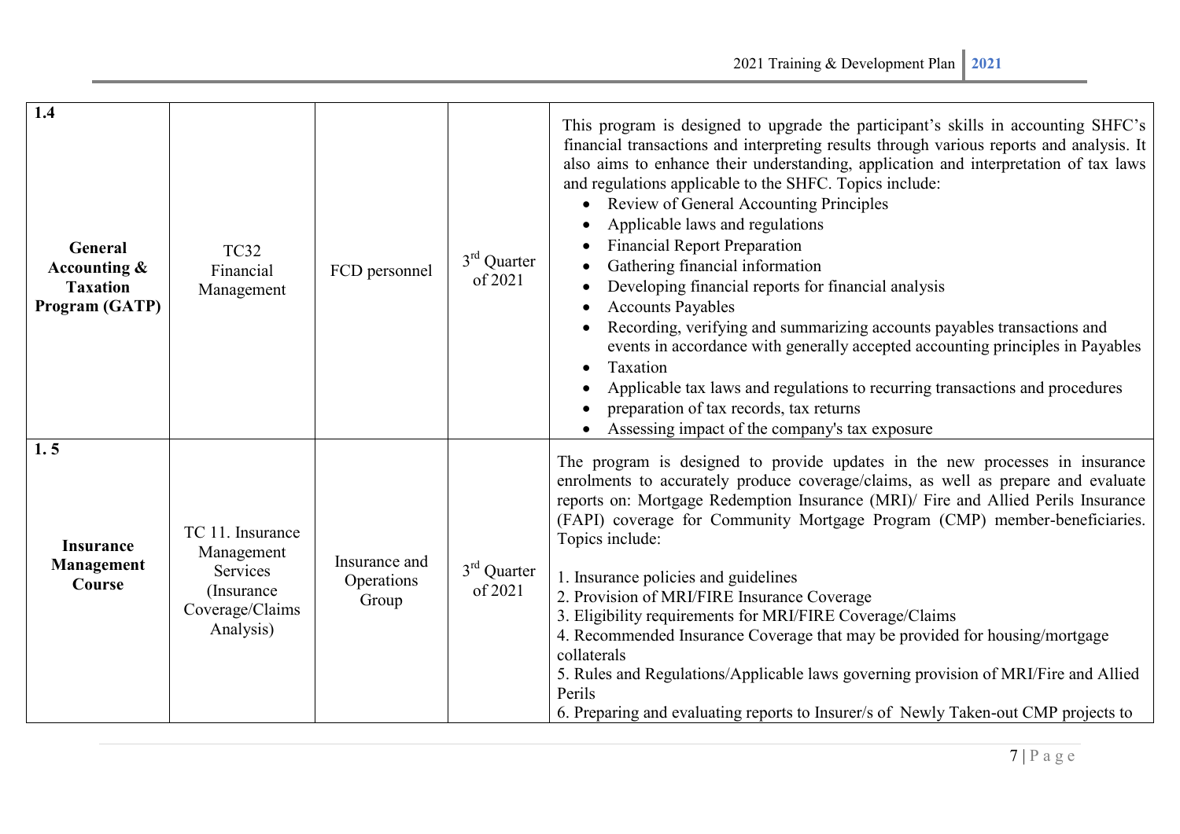| | | | | |
|---|---|---|---|---|
| **1.4**<br><br>**General Accounting & Taxation Program (GATP)** | TC32 Financial Management | FCD personnel | 3rd Quarter of 2021 | This program is designed to upgrade the participant's skills in accounting SHFC's financial transactions and interpreting results through various reports and analysis. It also aims to enhance their understanding, application and interpretation of tax laws and regulations applicable to the SHFC. Topics include:<br>• Review of General Accounting Principles<br>• Applicable laws and regulations<br>• Financial Report Preparation<br>• Gathering financial information<br>• Developing financial reports for financial analysis<br>• Accounts Payables<br>• Recording, verifying and summarizing accounts payables transactions and events in accordance with generally accepted accounting principles in Payables<br>• Taxation<br>• Applicable tax laws and regulations to recurring transactions and procedures<br>• preparation of tax records, tax returns<br>• Assessing impact of the company's tax exposure |
| **1. 5**<br><br>**Insurance Management Course** | TC 11. Insurance Management Services (Insurance Coverage/Claims Analysis) | Insurance and Operations Group | 3rd Quarter of 2021 | The program is designed to provide updates in the new processes in insurance enrolments to accurately produce coverage/claims, as well as prepare and evaluate reports on: Mortgage Redemption Insurance (MRI)/ Fire and Allied Perils Insurance (FAPI) coverage for Community Mortgage Program (CMP) member-beneficiaries. Topics include:<br><br>1. Insurance policies and guidelines<br>2. Provision of MRI/FIRE Insurance Coverage<br>3. Eligibility requirements for MRI/FIRE Coverage/Claims<br>4. Recommended Insurance Coverage that may be provided for housing/mortgage collaterals<br>5. Rules and Regulations/Applicable laws governing provision of MRI/Fire and Allied Perils<br>6. Preparing and evaluating reports to Insurer/s of Newly Taken-out CMP projects to |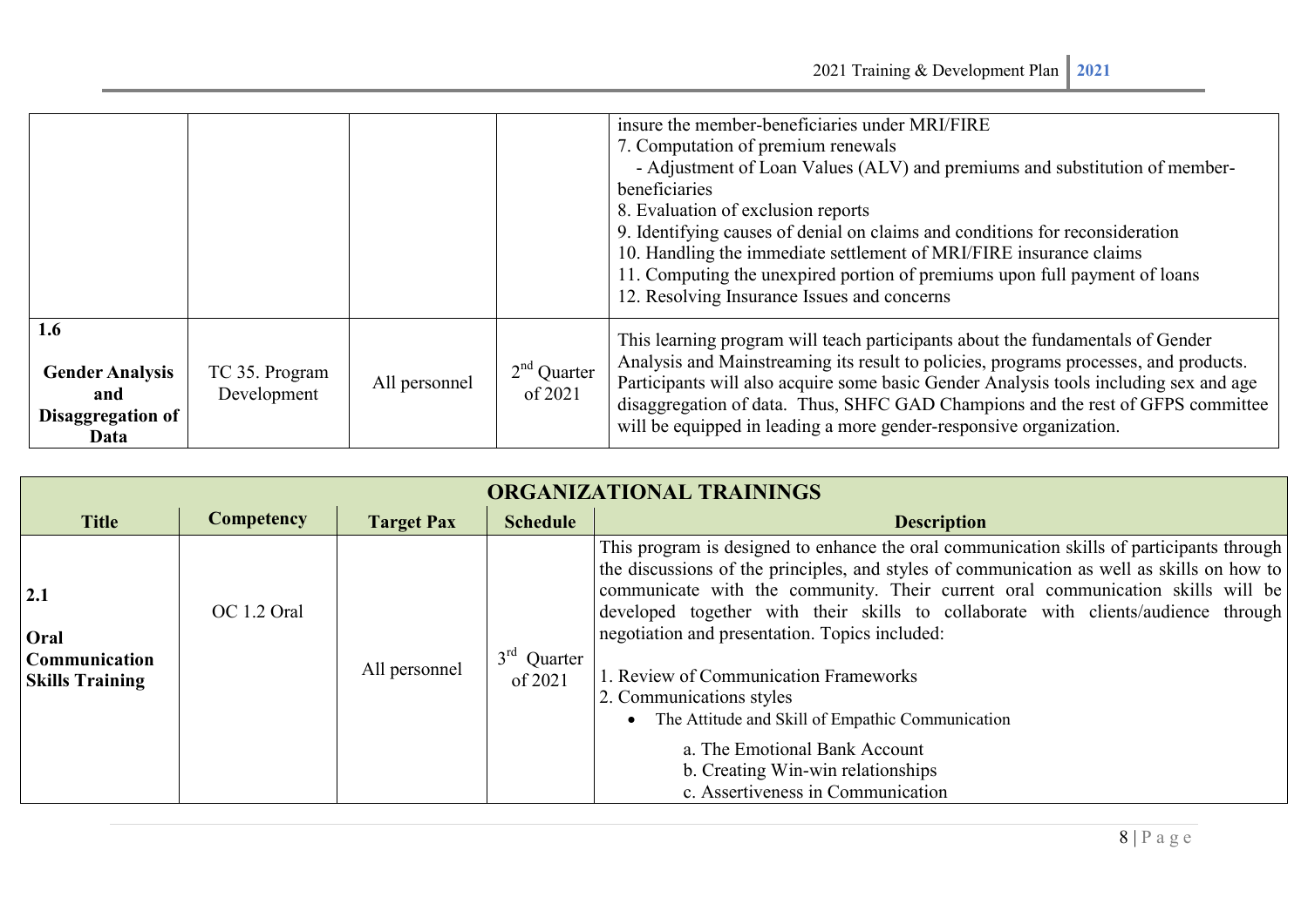| | | | | |
|---|---|---|---|---|
| | | | | insure the member-beneficiaries under MRI/FIRE<br>7. Computation of premium renewals<br>- Adjustment of Loan Values (ALV) and premiums and substitution of member-beneficiaries<br>8. Evaluation of exclusion reports<br>9. Identifying causes of denial on claims and conditions for reconsideration<br>10. Handling the immediate settlement of MRI/FIRE insurance claims<br>11. Computing the unexpired portion of premiums upon full payment of loans<br>12. Resolving Insurance Issues and concerns |
| **1.6**<br><br>**Gender Analysis and Disaggregation of Data** | TC 35. Program Development | All personnel | 2nd Quarter of 2021 | This learning program will teach participants about the fundamentals of Gender Analysis and Mainstreaming its result to policies, programs processes, and products. Participants will also acquire some basic Gender Analysis tools including sex and age disaggregation of data. Thus, SHFC GAD Champions and the rest of GFPS committee will be equipped in leading a more gender-responsive organization. |

| ORGANIZATIONAL TRAININGS | | | | |
|---|---|---|---|---|
| **Title** | **Competency** | **Target Pax** | **Schedule** | **Description** |
| **2.1**<br><br>**Oral Communication Skills Training** | OC 1.2 Oral | All personnel | 3rd Quarter of 2021 | This program is designed to enhance the oral communication skills of participants through the discussions of the principles, and styles of communication as well as skills on how to communicate with the community. Their current oral communication skills will be developed together with their skills to collaborate with clients/audience through negotiation and presentation. Topics included:<br><br>1. Review of Communication Frameworks<br>2. Communications styles<br>• The Attitude and Skill of Empathic Communication<br>a. The Emotional Bank Account<br>b. Creating Win-win relationships<br>c. Assertiveness in Communication |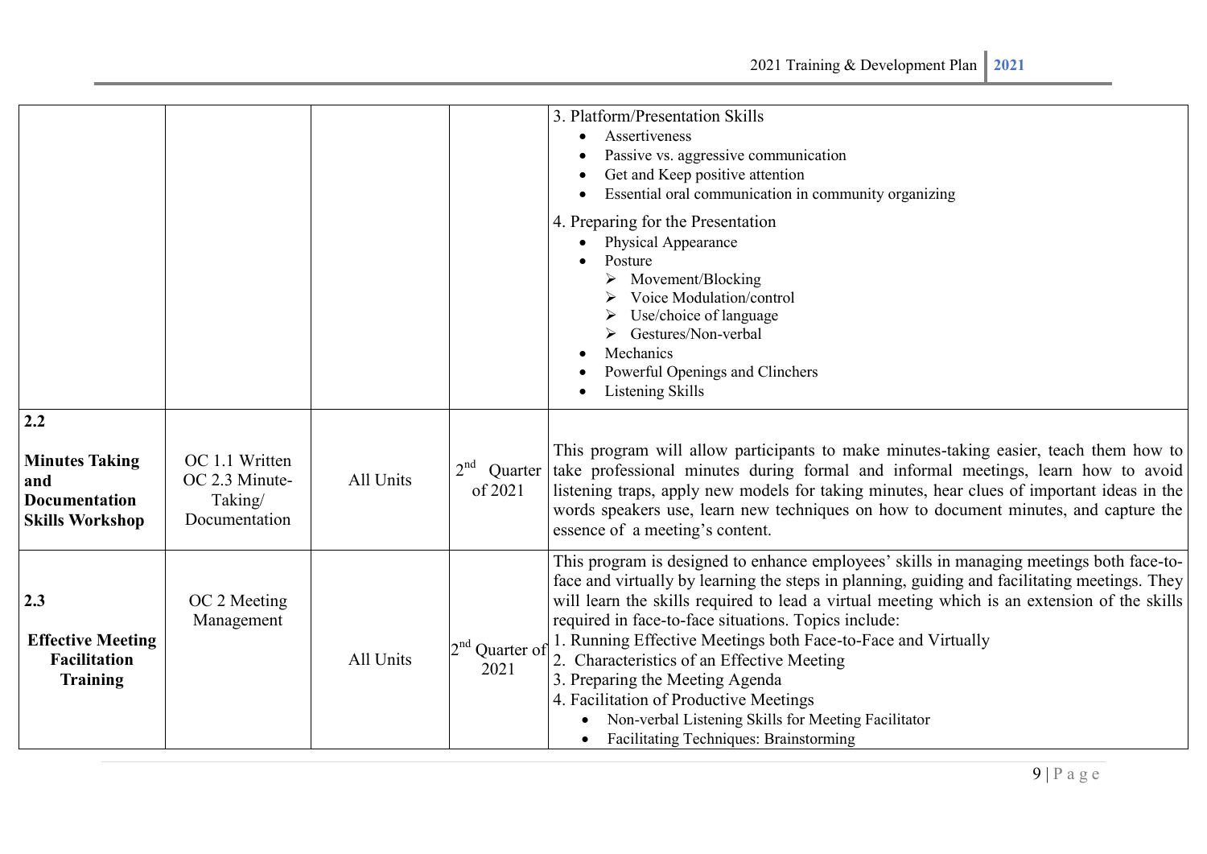| | | | | |
|---|---|---|---|---|
| | | | | 3. Platform/Presentation Skills<br>• Assertiveness<br>• Passive vs. aggressive communication<br>• Get and Keep positive attention<br>• Essential oral communication in community organizing<br><br>4. Preparing for the Presentation<br>• Physical Appearance<br>• Posture<br>&nbsp;&nbsp;➢ Movement/Blocking<br>&nbsp;&nbsp;➢ Voice Modulation/control<br>&nbsp;&nbsp;➢ Use/choice of language<br>&nbsp;&nbsp;➢ Gestures/Non-verbal<br>• Mechanics<br>• Powerful Openings and Clinchers<br>• Listening Skills |
| **2.2**<br><br>**Minutes Taking and Documentation Skills Workshop** | OC 1.1 Written<br>OC 2.3 Minute-Taking/ Documentation | All Units | 2nd Quarter of 2021 | This program will allow participants to make minutes-taking easier, teach them how to take professional minutes during formal and informal meetings, learn how to avoid listening traps, apply new models for taking minutes, hear clues of important ideas in the words speakers use, learn new techniques on how to document minutes, and capture the essence of a meeting's content. |
| **2.3**<br><br>**Effective Meeting Facilitation Training** | OC 2 Meeting Management | All Units | 2nd Quarter of 2021 | This program is designed to enhance employees' skills in managing meetings both face-to-face and virtually by learning the steps in planning, guiding and facilitating meetings. They will learn the skills required to lead a virtual meeting which is an extension of the skills required in face-to-face situations. Topics include:<br>1. Running Effective Meetings both Face-to-Face and Virtually<br>2. Characteristics of an Effective Meeting<br>3. Preparing the Meeting Agenda<br>4. Facilitation of Productive Meetings<br>• Non-verbal Listening Skills for Meeting Facilitator<br>• Facilitating Techniques: Brainstorming |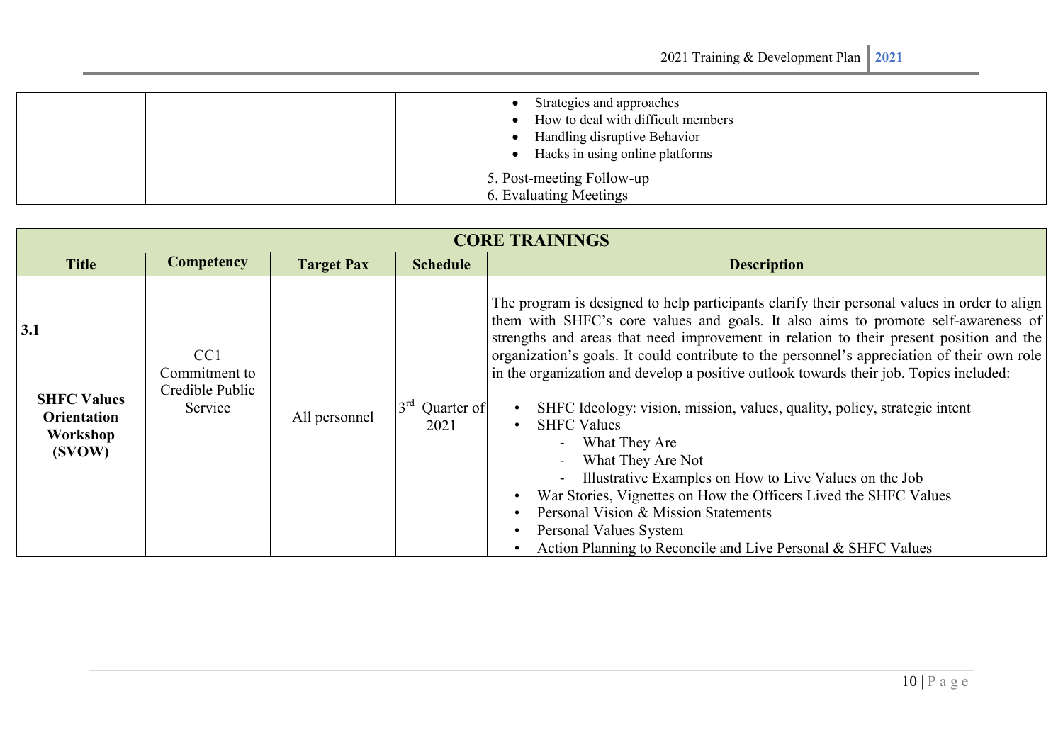| | | | | Description |
|---|---|---|---|---|
| | | | | • Strategies and approaches<br>• How to deal with difficult members<br>• Handling disruptive Behavior<br>• Hacks in using online platforms<br><br>5. Post-meeting Follow-up<br>6. Evaluating Meetings |

| CORE TRAININGS | | | | |
|---|---|---|---|---|
| **Title** | **Competency** | **Target Pax** | **Schedule** | **Description** |
| **3.1**<br><br>**SHFC Values Orientation Workshop (SVOW)** | CC1 Commitment to Credible Public Service | All personnel | 3rd Quarter of 2021 | The program is designed to help participants clarify their personal values in order to align them with SHFC's core values and goals. It also aims to promote self-awareness of strengths and areas that need improvement in relation to their present position and the organization's goals. It could contribute to the personnel's appreciation of their own role in the organization and develop a positive outlook towards their job. Topics included:<br><br>• SHFC Ideology: vision, mission, values, quality, policy, strategic intent<br>• SHFC Values<br>  - What They Are<br>  - What They Are Not<br>  - Illustrative Examples on How to Live Values on the Job<br>• War Stories, Vignettes on How the Officers Lived the SHFC Values<br>• Personal Vision & Mission Statements<br>• Personal Values System<br>• Action Planning to Reconcile and Live Personal & SHFC Values |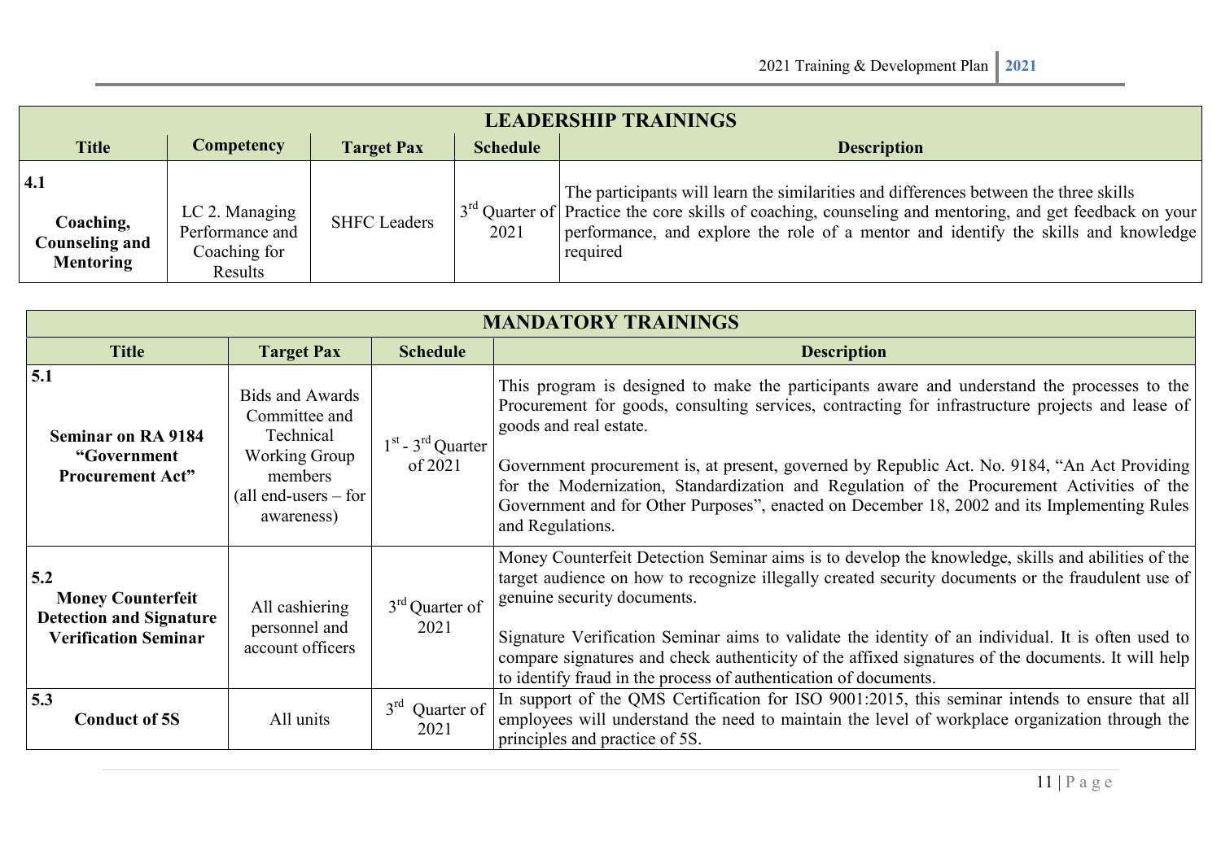| LEADERSHIP TRAININGS | | | | |
|---|---|---|---|---|
| **Title** | **Competency** | **Target Pax** | **Schedule** | **Description** |
| **4.1** **Coaching, Counseling and Mentoring** | LC 2. Managing Performance and Coaching for Results | SHFC Leaders | 3rd Quarter of 2021 | The participants will learn the similarities and differences between the three skills Practice the core skills of coaching, counseling and mentoring, and get feedback on your performance, and explore the role of a mentor and identify the skills and knowledge required |

| MANDATORY TRAININGS | | | |
|---|---|---|---|
| **Title** | **Target Pax** | **Schedule** | **Description** |
| **5.1** **Seminar on RA 9184 "Government Procurement Act"** | Bids and Awards Committee and Technical Working Group members (all end-users – for awareness) | 1st - 3rd Quarter of 2021 | This program is designed to make the participants aware and understand the processes to the Procurement for goods, consulting services, contracting for infrastructure projects and lease of goods and real estate.<br><br>Government procurement is, at present, governed by Republic Act. No. 9184, "An Act Providing for the Modernization, Standardization and Regulation of the Procurement Activities of the Government and for Other Purposes", enacted on December 18, 2002 and its Implementing Rules and Regulations. |
| **5.2** **Money Counterfeit Detection and Signature Verification Seminar** | All cashiering personnel and account officers | 3rd Quarter of 2021 | Money Counterfeit Detection Seminar aims is to develop the knowledge, skills and abilities of the target audience on how to recognize illegally created security documents or the fraudulent use of genuine security documents.<br><br>Signature Verification Seminar aims to validate the identity of an individual. It is often used to compare signatures and check authenticity of the affixed signatures of the documents. It will help to identify fraud in the process of authentication of documents. |
| **5.3** **Conduct of 5S** | All units | 3rd Quarter of 2021 | In support of the QMS Certification for ISO 9001:2015, this seminar intends to ensure that all employees will understand the need to maintain the level of workplace organization through the principles and practice of 5S. |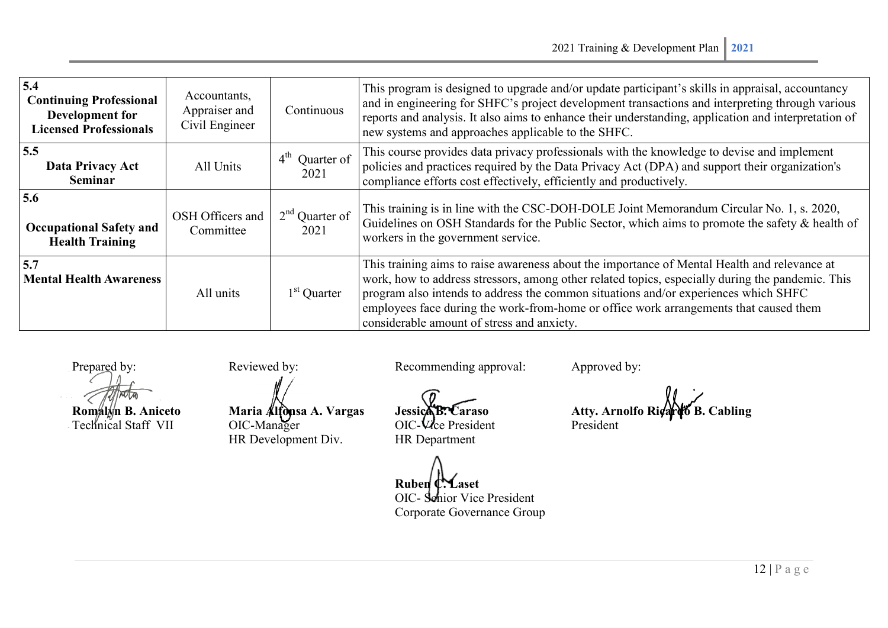| | | | |
|---|---|---|---|
| **5.4 Continuing Professional Development for Licensed Professionals** | Accountants, Appraiser and Civil Engineer | Continuous | This program is designed to upgrade and/or update participant's skills in appraisal, accountancy and in engineering for SHFC's project development transactions and interpreting through various reports and analysis. It also aims to enhance their understanding, application and interpretation of new systems and approaches applicable to the SHFC. |
| **5.5 Data Privacy Act Seminar** | All Units | 4th Quarter of 2021 | This course provides data privacy professionals with the knowledge to devise and implement policies and practices required by the Data Privacy Act (DPA) and support their organization's compliance efforts cost effectively, efficiently and productively. |
| **5.6 Occupational Safety and Health Training** | OSH Officers and Committee | 2nd Quarter of 2021 | This training is in line with the CSC-DOH-DOLE Joint Memorandum Circular No. 1, s. 2020, Guidelines on OSH Standards for the Public Sector, which aims to promote the safety & health of workers in the government service. |
| **5.7 Mental Health Awareness** | All units | 1st Quarter | This training aims to raise awareness about the importance of Mental Health and relevance at work, how to address stressors, among other related topics, especially during the pandemic. This program also intends to address the common situations and/or experiences which SHFC employees face during the work-from-home or office work arrangements that caused them considerable amount of stress and anxiety. |

Prepared by:

**Romalyn B. Aniceto**
Technical Staff VII

Reviewed by:

**Maria Alfonsa A. Vargas**
OIC-Manager
HR Development Div.

Recommending approval:

**Jessica B. Caraso**
OIC-Vice President
HR Department

**Ruben C. Laset**
OIC- Senior Vice President
Corporate Governance Group

Approved by:

**Atty. Arnolfo Ricardo B. Cabling**
President